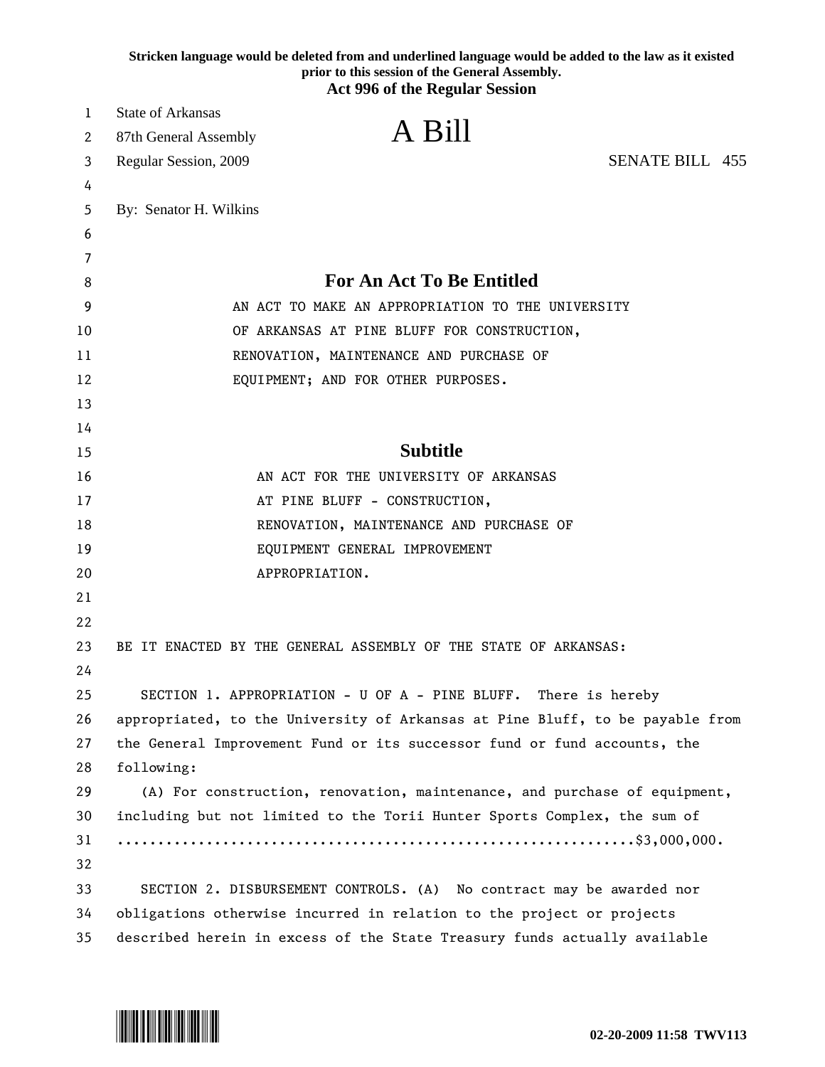**Stricken language would be deleted from and underlined language would be added to the law as it existed prior to this session of the General Assembly.**
**Act 996 of the Regular Session**

State of Arkansas
87th General Assembly
Regular Session, 2009

# A Bill

SENATE BILL 455

By: Senator H. Wilkins

## For An Act To Be Entitled

AN ACT TO MAKE AN APPROPRIATION TO THE UNIVERSITY OF ARKANSAS AT PINE BLUFF FOR CONSTRUCTION, RENOVATION, MAINTENANCE AND PURCHASE OF EQUIPMENT; AND FOR OTHER PURPOSES.

## Subtitle

AN ACT FOR THE UNIVERSITY OF ARKANSAS AT PINE BLUFF - CONSTRUCTION, RENOVATION, MAINTENANCE AND PURCHASE OF EQUIPMENT GENERAL IMPROVEMENT APPROPRIATION.

BE IT ENACTED BY THE GENERAL ASSEMBLY OF THE STATE OF ARKANSAS:

SECTION 1. APPROPRIATION - U OF A - PINE BLUFF. There is hereby appropriated, to the University of Arkansas at Pine Bluff, to be payable from the General Improvement Fund or its successor fund or fund accounts, the following:

(A) For construction, renovation, maintenance, and purchase of equipment, including but not limited to the Torii Hunter Sports Complex, the sum of ..............................................................$3,000,000.

SECTION 2. DISBURSEMENT CONTROLS. (A) No contract may be awarded nor obligations otherwise incurred in relation to the project or projects described herein in excess of the State Treasury funds actually available

02-20-2009 11:58 TWV113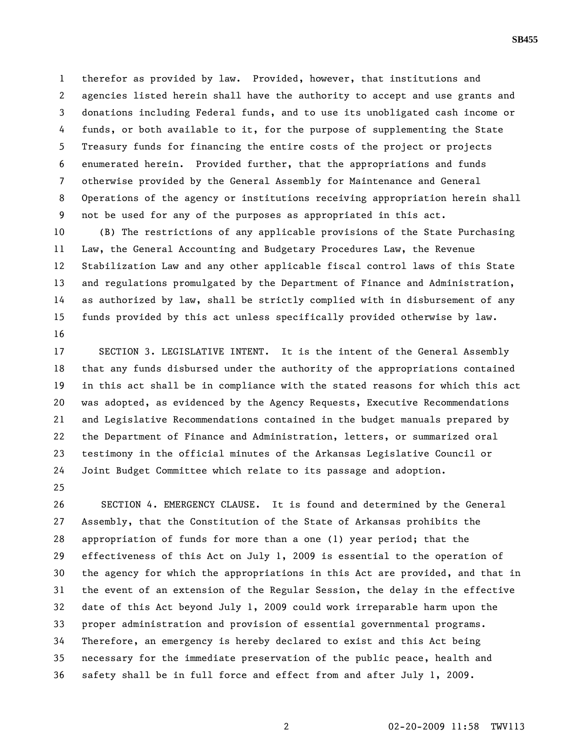therefor as provided by law. Provided, however, that institutions and agencies listed herein shall have the authority to accept and use grants and donations including Federal funds, and to use its unobligated cash income or funds, or both available to it, for the purpose of supplementing the State Treasury funds for financing the entire costs of the project or projects enumerated herein. Provided further, that the appropriations and funds otherwise provided by the General Assembly for Maintenance and General Operations of the agency or institutions receiving appropriation herein shall not be used for any of the purposes as appropriated in this act.

(B) The restrictions of any applicable provisions of the State Purchasing Law, the General Accounting and Budgetary Procedures Law, the Revenue Stabilization Law and any other applicable fiscal control laws of this State and regulations promulgated by the Department of Finance and Administration, as authorized by law, shall be strictly complied with in disbursement of any funds provided by this act unless specifically provided otherwise by law.

SECTION 3. LEGISLATIVE INTENT. It is the intent of the General Assembly that any funds disbursed under the authority of the appropriations contained in this act shall be in compliance with the stated reasons for which this act was adopted, as evidenced by the Agency Requests, Executive Recommendations and Legislative Recommendations contained in the budget manuals prepared by the Department of Finance and Administration, letters, or summarized oral testimony in the official minutes of the Arkansas Legislative Council or Joint Budget Committee which relate to its passage and adoption.

SECTION 4. EMERGENCY CLAUSE. It is found and determined by the General Assembly, that the Constitution of the State of Arkansas prohibits the appropriation of funds for more than a one (1) year period; that the effectiveness of this Act on July 1, 2009 is essential to the operation of the agency for which the appropriations in this Act are provided, and that in the event of an extension of the Regular Session, the delay in the effective date of this Act beyond July 1, 2009 could work irreparable harm upon the proper administration and provision of essential governmental programs. Therefore, an emergency is hereby declared to exist and this Act being necessary for the immediate preservation of the public peace, health and safety shall be in full force and effect from and after July 1, 2009.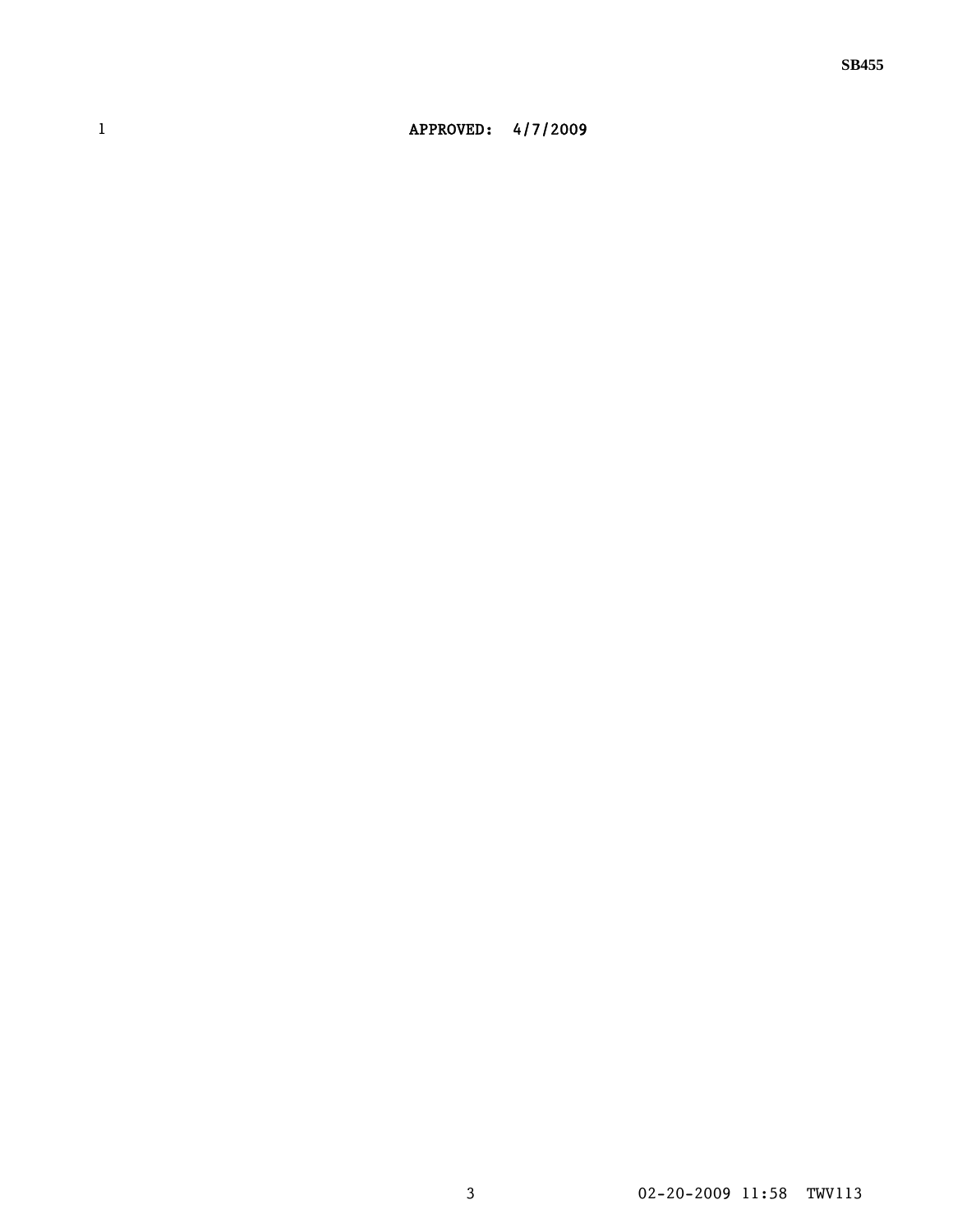APPROVED: 4/7/2009